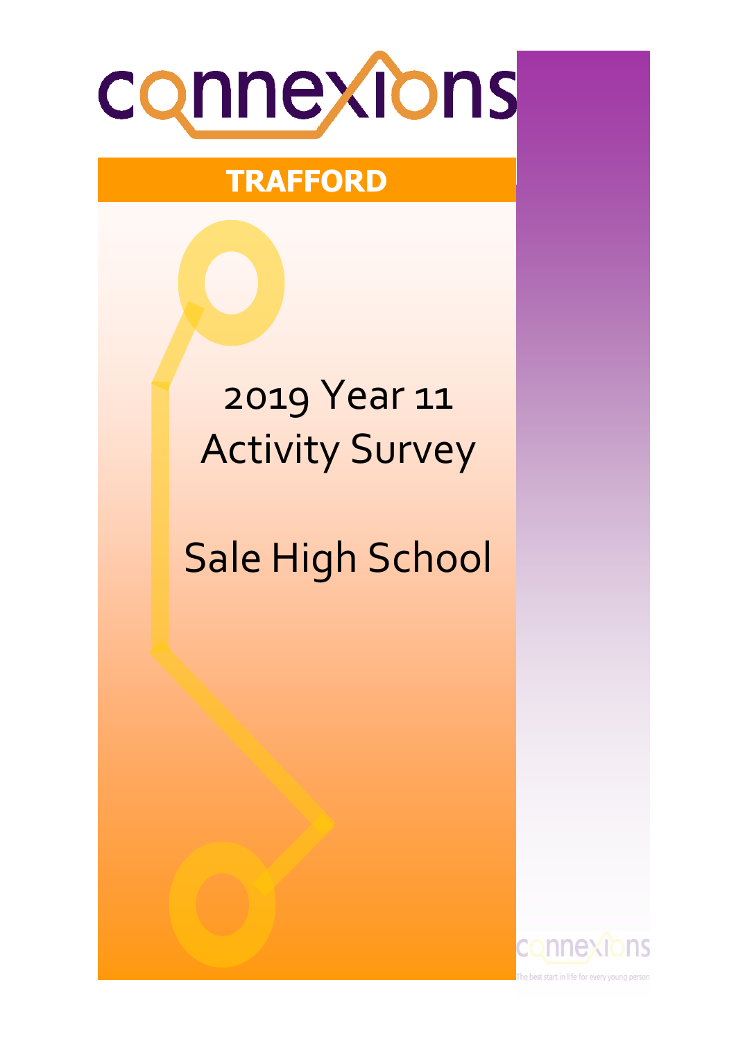connexions

**TRAFFORD**

# 2019 Year 11 Activity Survey

# Sale High School

connexions

The best start in life for every young person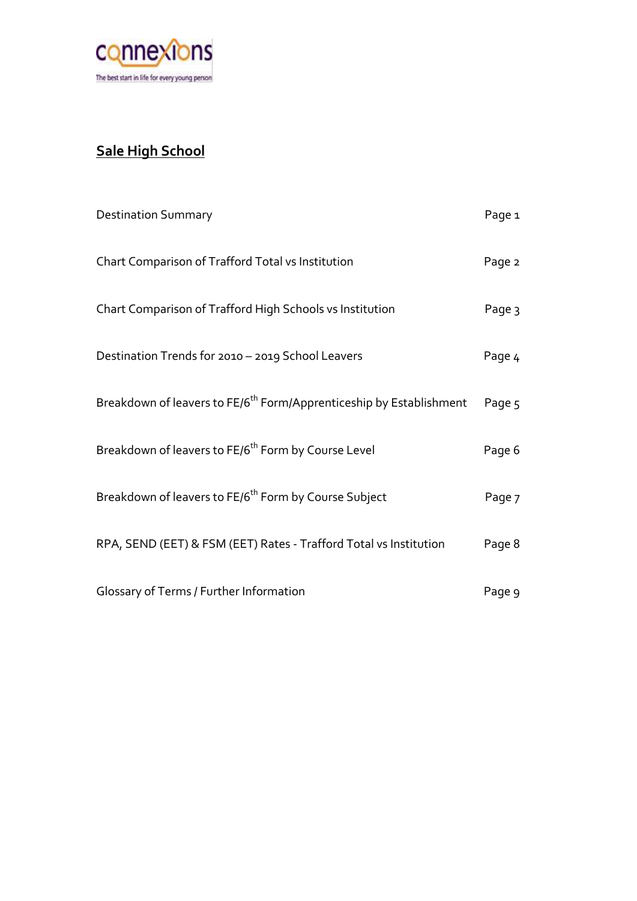# Sale High School

| | |
|---|---|
| Destination Summary | Page 1 |
| Chart Comparison of Trafford Total vs Institution | Page 2 |
| Chart Comparison of Trafford High Schools vs Institution | Page 3 |
| Destination Trends for 2010 – 2019 School Leavers | Page 4 |
| Breakdown of leavers to FE/6th Form/Apprenticeship by Establishment | Page 5 |
| Breakdown of leavers to FE/6th Form by Course Level | Page 6 |
| Breakdown of leavers to FE/6th Form by Course Subject | Page 7 |
| RPA, SEND (EET) & FSM (EET) Rates - Trafford Total vs Institution | Page 8 |
| Glossary of Terms / Further Information | Page 9 |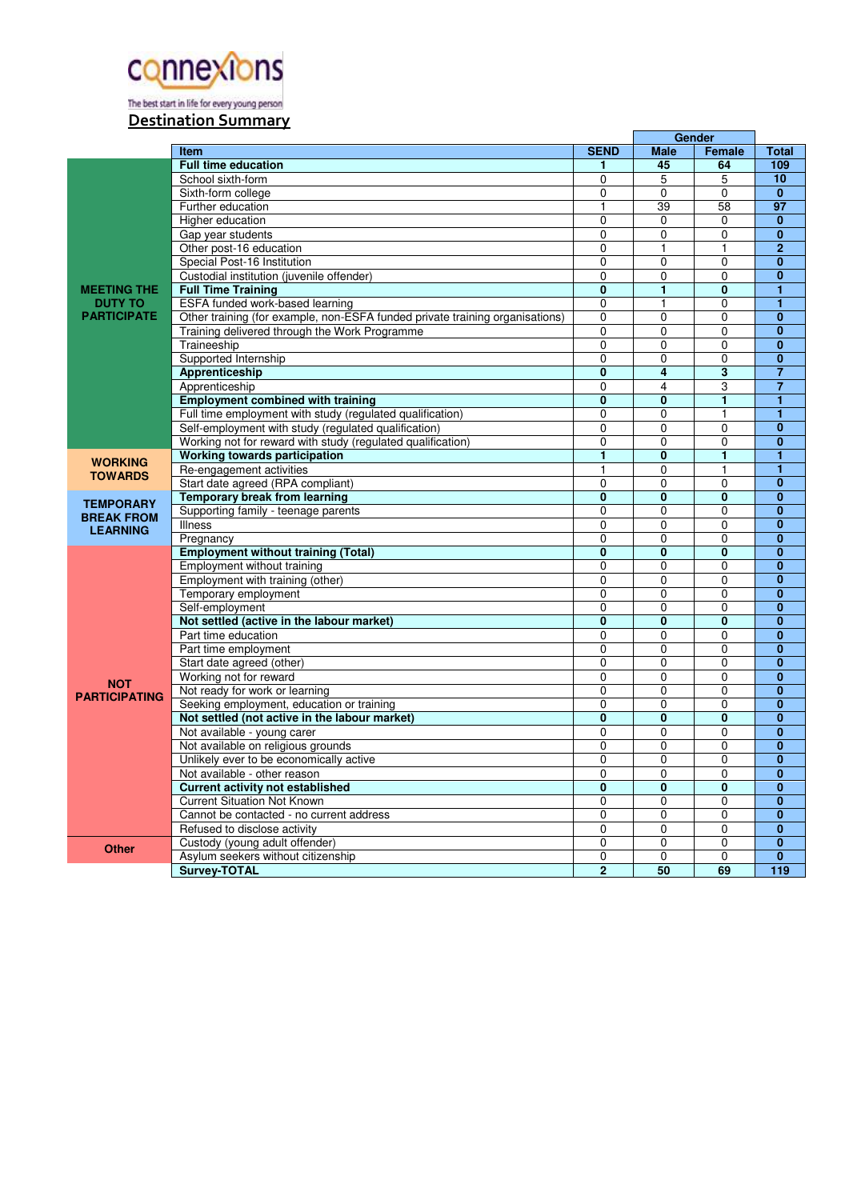connexions

The best start in life for every young person

## Destination Summary

| | Item | SEND | Gender | | Total |
|---|---|---|---|---|---|
| | | | Male | Female | |
| **MEETING THE DUTY TO PARTICIPATE** | **Full time education** | **1** | **45** | **64** | **109** |
| | School sixth-form | 0 | 5 | 5 | **10** |
| | Sixth-form college | 0 | 0 | 0 | **0** |
| | Further education | 1 | 39 | 58 | **97** |
| | Higher education | 0 | 0 | 0 | **0** |
| | Gap year students | 0 | 0 | 0 | **0** |
| | Other post-16 education | 0 | 1 | 1 | **2** |
| | Special Post-16 Institution | 0 | 0 | 0 | **0** |
| | Custodial institution (juvenile offender) | 0 | 0 | 0 | **0** |
| | **Full Time Training** | **0** | **1** | **0** | **1** |
| | ESFA funded work-based learning | 0 | 1 | 0 | **1** |
| | Other training (for example, non-ESFA funded private training organisations) | 0 | 0 | 0 | **0** |
| | Training delivered through the Work Programme | 0 | 0 | 0 | **0** |
| | Traineeship | 0 | 0 | 0 | **0** |
| | Supported Internship | 0 | 0 | 0 | **0** |
| | **Apprenticeship** | **0** | **4** | **3** | **7** |
| | Apprenticeship | 0 | 4 | 3 | **7** |
| | **Employment combined with training** | **0** | **0** | **1** | **1** |
| | Full time employment with study (regulated qualification) | 0 | 0 | 1 | **1** |
| | Self-employment with study (regulated qualification) | 0 | 0 | 0 | **0** |
| | Working not for reward with study (regulated qualification) | 0 | 0 | 0 | **0** |
| **WORKING TOWARDS** | **Working towards participation** | **1** | **0** | **1** | **1** |
| | Re-engagement activities | 1 | 0 | 1 | **1** |
| | Start date agreed (RPA compliant) | 0 | 0 | 0 | **0** |
| **TEMPORARY BREAK FROM LEARNING** | **Temporary break from learning** | **0** | **0** | **0** | **0** |
| | Supporting family - teenage parents | 0 | 0 | 0 | **0** |
| | Illness | 0 | 0 | 0 | **0** |
| | Pregnancy | 0 | 0 | 0 | **0** |
| **NOT PARTICIPATING** | **Employment without training (Total)** | **0** | **0** | **0** | **0** |
| | Employment without training | 0 | 0 | 0 | **0** |
| | Employment with training (other) | 0 | 0 | 0 | **0** |
| | Temporary employment | 0 | 0 | 0 | **0** |
| | Self-employment | 0 | 0 | 0 | **0** |
| | **Not settled (active in the labour market)** | **0** | **0** | **0** | **0** |
| | Part time education | 0 | 0 | 0 | **0** |
| | Part time employment | 0 | 0 | 0 | **0** |
| | Start date agreed (other) | 0 | 0 | 0 | **0** |
| | Working not for reward | 0 | 0 | 0 | **0** |
| | Not ready for work or learning | 0 | 0 | 0 | **0** |
| | Seeking employment, education or training | 0 | 0 | 0 | **0** |
| | **Not settled (not active in the labour market)** | **0** | **0** | **0** | **0** |
| | Not available - young carer | 0 | 0 | 0 | **0** |
| | Not available on religious grounds | 0 | 0 | 0 | **0** |
| | Unlikely ever to be economically active | 0 | 0 | 0 | **0** |
| | Not available - other reason | 0 | 0 | 0 | **0** |
| | **Current activity not established** | **0** | **0** | **0** | **0** |
| | Current Situation Not Known | 0 | 0 | 0 | **0** |
| | Cannot be contacted - no current address | 0 | 0 | 0 | **0** |
| | Refused to disclose activity | 0 | 0 | 0 | **0** |
| **Other** | Custody (young adult offender) | 0 | 0 | 0 | **0** |
| | Asylum seekers without citizenship | 0 | 0 | 0 | **0** |
| | **Survey-TOTAL** | **2** | **50** | **69** | **119** |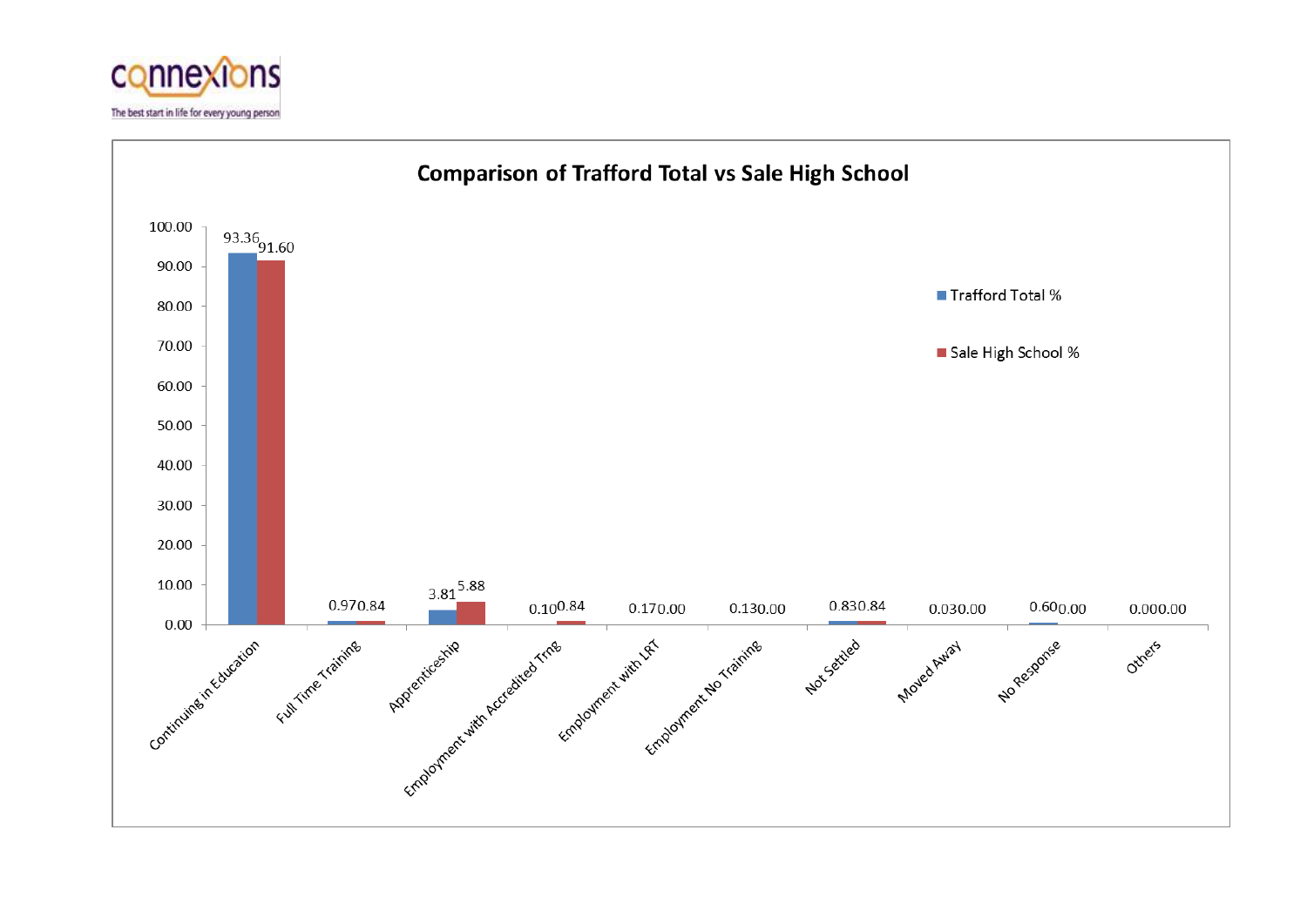connexions

The best start in life for every young person

## Comparison of Trafford Total vs Sale High School

| Category | Trafford Total % | Sale High School % |
|---|---|---|
| Continuing in Education | 93.36 | 91.60 |
| Full Time Training | 0.97 | 0.84 |
| Apprenticeship | 3.81 | 5.88 |
| Employment with Accredited Trng | 0.10 | 0.84 |
| Employment with LRT | 0.17 | 0.00 |
| Employment No Training | 0.13 | 0.00 |
| Not Settled | 0.83 | 0.84 |
| Moved Away | 0.03 | 0.00 |
| No Response | 0.60 | 0.00 |
| Others | 0.00 | 0.00 |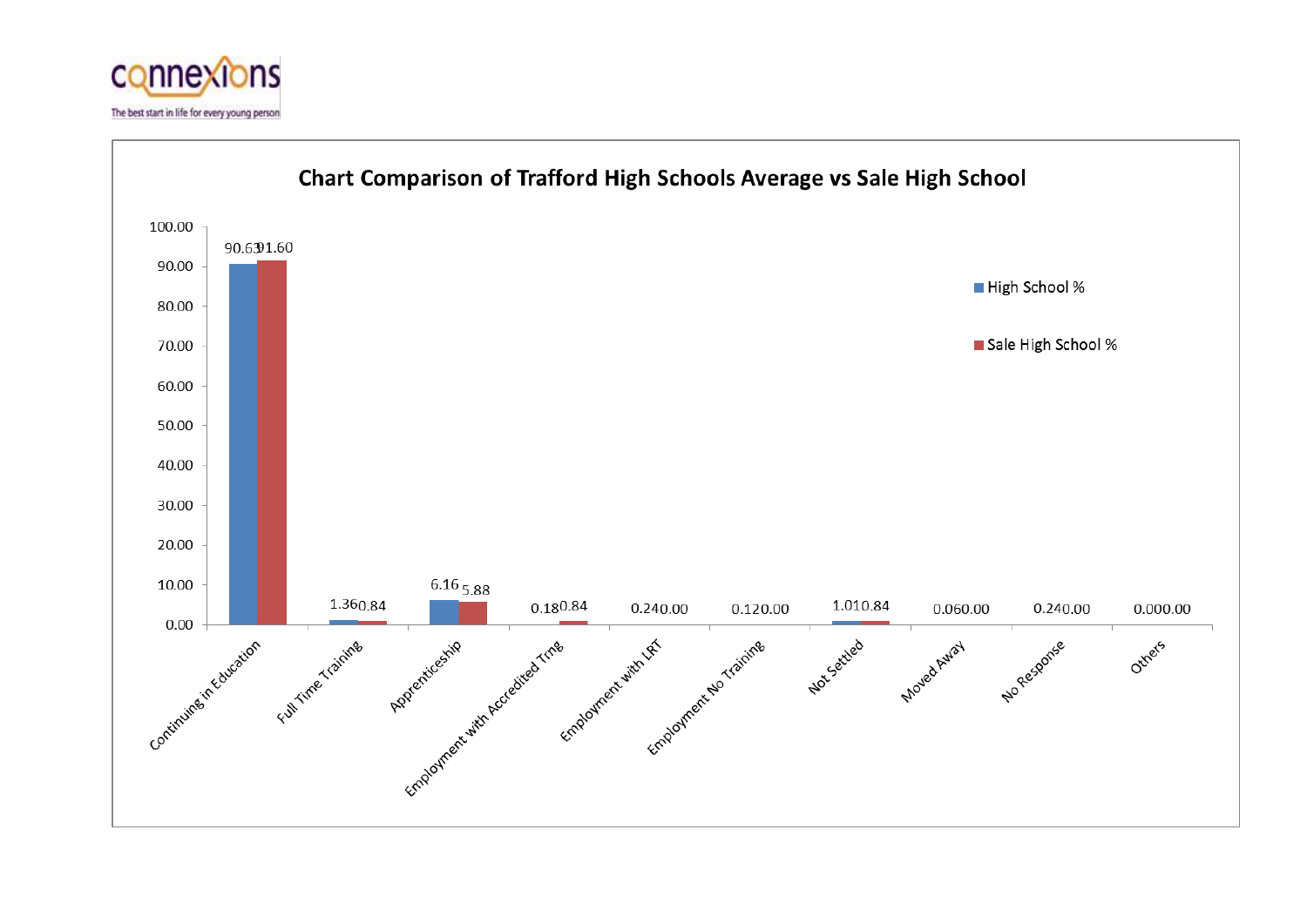connexions

The best start in life for every young person

## Chart Comparison of Trafford High Schools Average vs Sale High School

| Category | High School % | Sale High School % |
| --- | --- | --- |
| Continuing in Education | 90.63 | 91.60 |
| Full Time Training | 1.36 | 0.84 |
| Apprenticeship | 6.16 | 5.88 |
| Employment with Accredited Trng | 0.18 | 0.84 |
| Employment with LRT | 0.24 | 0.00 |
| Employment No Training | 0.12 | 0.00 |
| Not Settled | 1.01 | 0.84 |
| Moved Away | 0.06 | 0.00 |
| No Response | 0.24 | 0.00 |
| Others | 0.00 | 0.00 |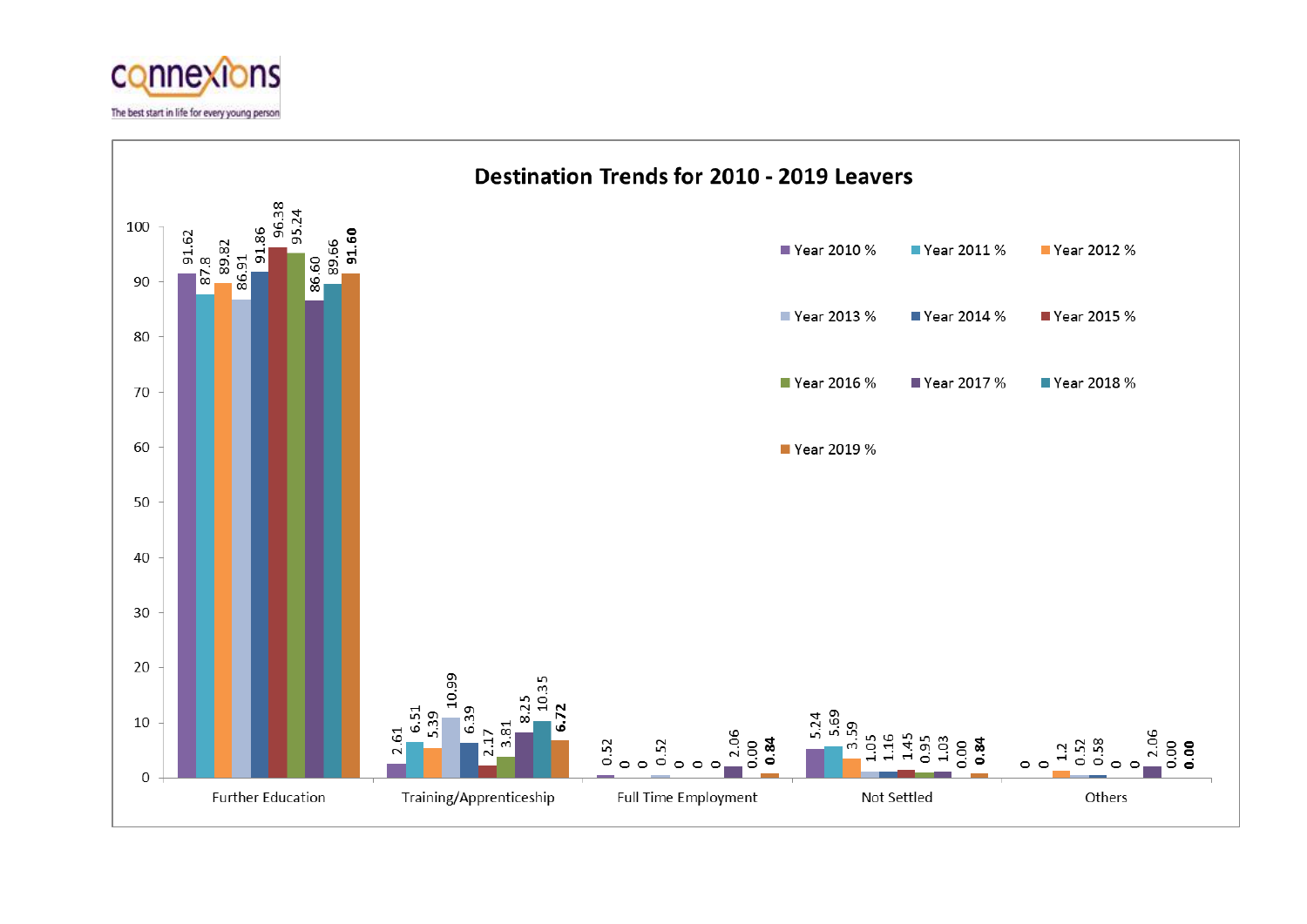connexions

The best start in life for every young person

## Destination Trends for 2010 - 2019 Leavers

| Destination | Year 2010 % | Year 2011 % | Year 2012 % | Year 2013 % | Year 2014 % | Year 2015 % | Year 2016 % | Year 2017 % | Year 2018 % | Year 2019 % |
|---|---|---|---|---|---|---|---|---|---|---|
| Further Education | 91.62 | 87.8 | 89.82 | 86.91 | 91.86 | 96.38 | 95.24 | 86.60 | 89.66 | **91.60** |
| Training/Apprenticeship | 2.61 | 6.51 | 5.39 | 10.99 | 6.39 | 2.17 | 3.81 | 8.25 | 10.35 | **6.72** |
| Full Time Employment | 0.52 | 0 | 0 | 0.52 | 0 | 0 | 0 | 2.06 | 0.00 | **0.84** |
| Not Settled | 5.24 | 5.69 | 3.59 | 1.05 | 1.16 | 1.45 | 0.95 | 1.03 | 0.00 | **0.84** |
| Others | 0 | 0 | 1.2 | 0.52 | 0.58 | 0 | 0 | 2.06 | 0.00 | **0.00** |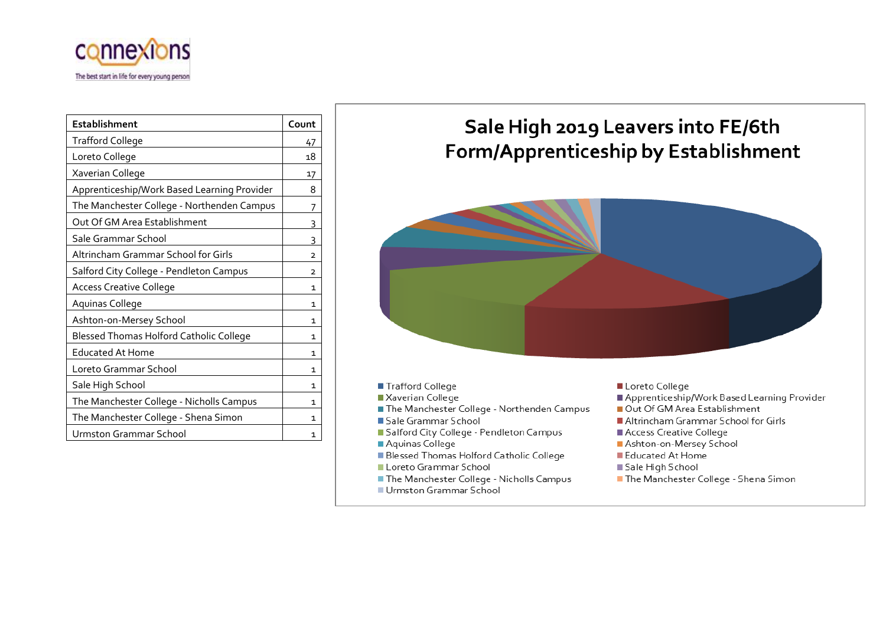| Establishment | Count |
|---|---|
| Trafford College | 47 |
| Loreto College | 18 |
| Xaverian College | 17 |
| Apprenticeship/Work Based Learning Provider | 8 |
| The Manchester College - Northenden Campus | 7 |
| Out Of GM Area Establishment | 3 |
| Sale Grammar School | 3 |
| Altrincham Grammar School for Girls | 2 |
| Salford City College - Pendleton Campus | 2 |
| Access Creative College | 1 |
| Aquinas College | 1 |
| Ashton-on-Mersey School | 1 |
| Blessed Thomas Holford Catholic College | 1 |
| Educated At Home | 1 |
| Loreto Grammar School | 1 |
| Sale High School | 1 |
| The Manchester College - Nicholls Campus | 1 |
| The Manchester College - Shena Simon | 1 |
| Urmston Grammar School | 1 |

## Sale High 2019 Leavers into FE/6th Form/Apprenticeship by Establishment

- Trafford College
- Loreto College
- Xaverian College
- Apprenticeship/Work Based Learning Provider
- The Manchester College - Northenden Campus
- Out Of GM Area Establishment
- Sale Grammar School
- Altrincham Grammar School for Girls
- Salford City College - Pendleton Campus
- Access Creative College
- Aquinas College
- Ashton-on-Mersey School
- Blessed Thomas Holford Catholic College
- Educated At Home
- Loreto Grammar School
- Sale High School
- The Manchester College - Nicholls Campus
- The Manchester College - Shena Simon
- Urmston Grammar School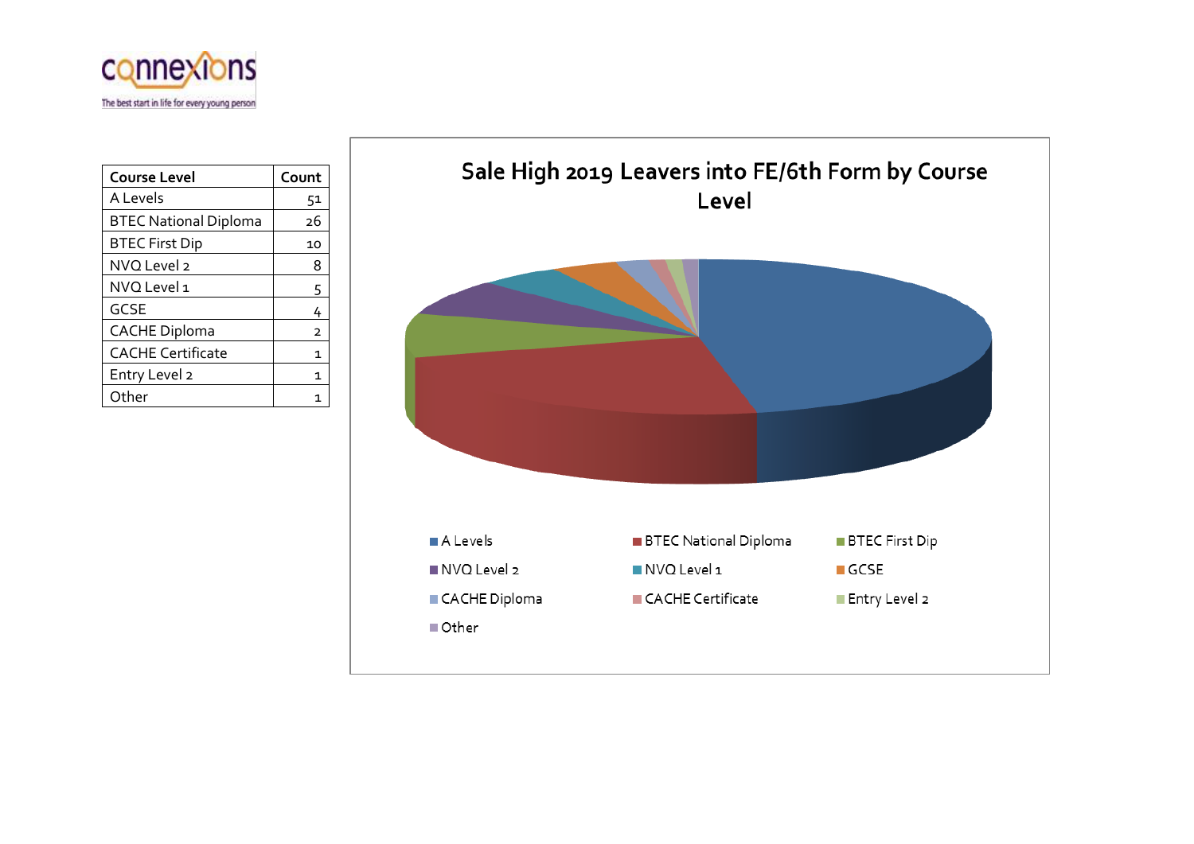| Course Level | Count |
|---|---|
| A Levels | 51 |
| BTEC National Diploma | 26 |
| BTEC First Dip | 10 |
| NVQ Level 2 | 8 |
| NVQ Level 1 | 5 |
| GCSE | 4 |
| CACHE Diploma | 2 |
| CACHE Certificate | 1 |
| Entry Level 2 | 1 |
| Other | 1 |

## Sale High 2019 Leavers into FE/6th Form by Course Level

A Levels | BTEC National Diploma | BTEC First Dip | NVQ Level 2 | NVQ Level 1 | GCSE | CACHE Diploma | CACHE Certificate | Entry Level 2 | Other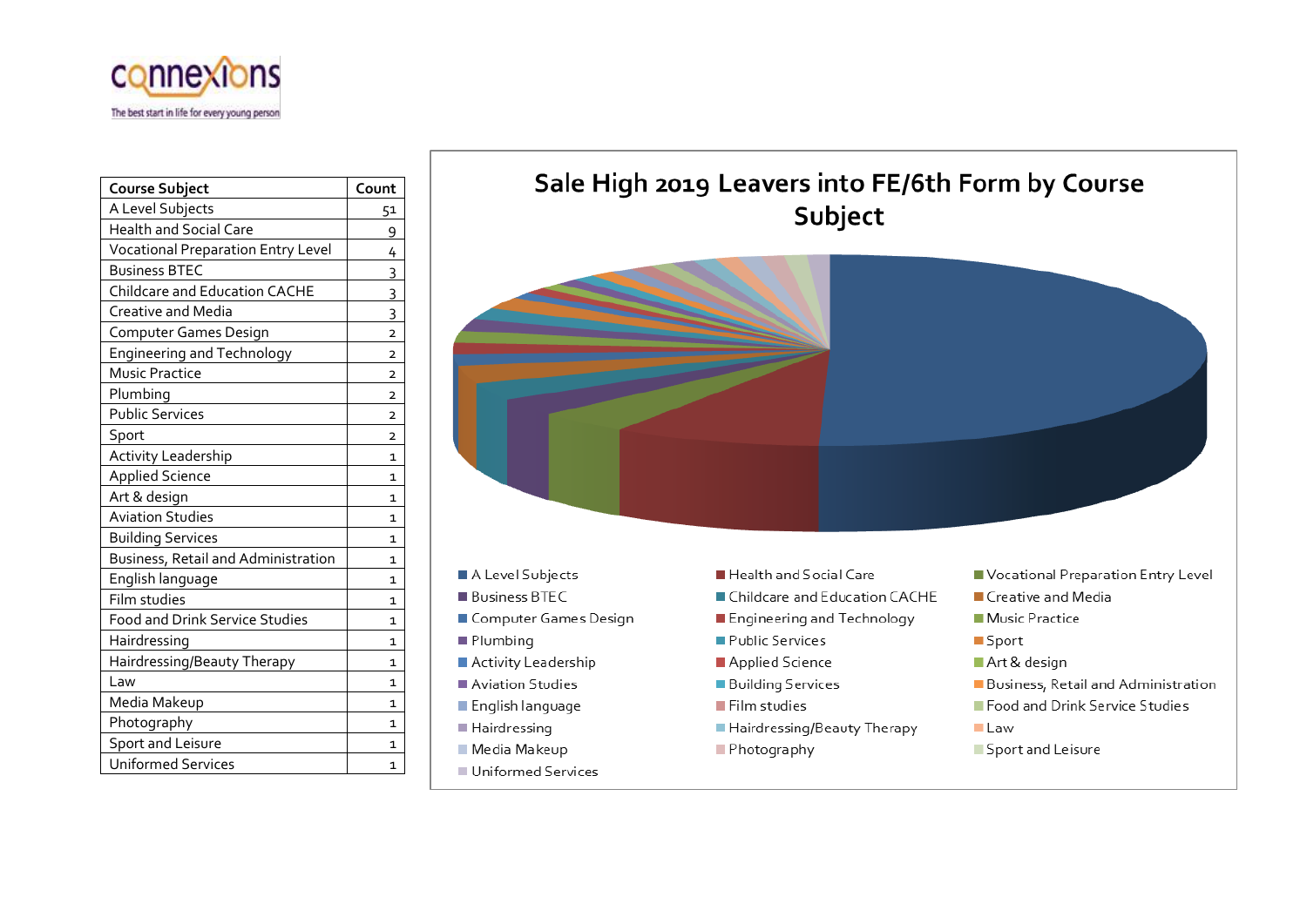connexions

The best start in life for every young person

| Course Subject | Count |
|---|---|
| A Level Subjects | 51 |
| Health and Social Care | 9 |
| Vocational Preparation Entry Level | 4 |
| Business BTEC | 3 |
| Childcare and Education CACHE | 3 |
| Creative and Media | 3 |
| Computer Games Design | 2 |
| Engineering and Technology | 2 |
| Music Practice | 2 |
| Plumbing | 2 |
| Public Services | 2 |
| Sport | 2 |
| Activity Leadership | 1 |
| Applied Science | 1 |
| Art & design | 1 |
| Aviation Studies | 1 |
| Building Services | 1 |
| Business, Retail and Administration | 1 |
| English language | 1 |
| Film studies | 1 |
| Food and Drink Service Studies | 1 |
| Hairdressing | 1 |
| Hairdressing/Beauty Therapy | 1 |
| Law | 1 |
| Media Makeup | 1 |
| Photography | 1 |
| Sport and Leisure | 1 |
| Uniformed Services | 1 |

## Sale High 2019 Leavers into FE/6th Form by Course Subject

- A Level Subjects
- Health and Social Care
- Vocational Preparation Entry Level
- Business BTEC
- Childcare and Education CACHE
- Creative and Media
- Computer Games Design
- Engineering and Technology
- Music Practice
- Plumbing
- Public Services
- Sport
- Activity Leadership
- Applied Science
- Art & design
- Aviation Studies
- Building Services
- Business, Retail and Administration
- English language
- Film studies
- Food and Drink Service Studies
- Hairdressing
- Hairdressing/Beauty Therapy
- Law
- Media Makeup
- Photography
- Sport and Leisure
- Uniformed Services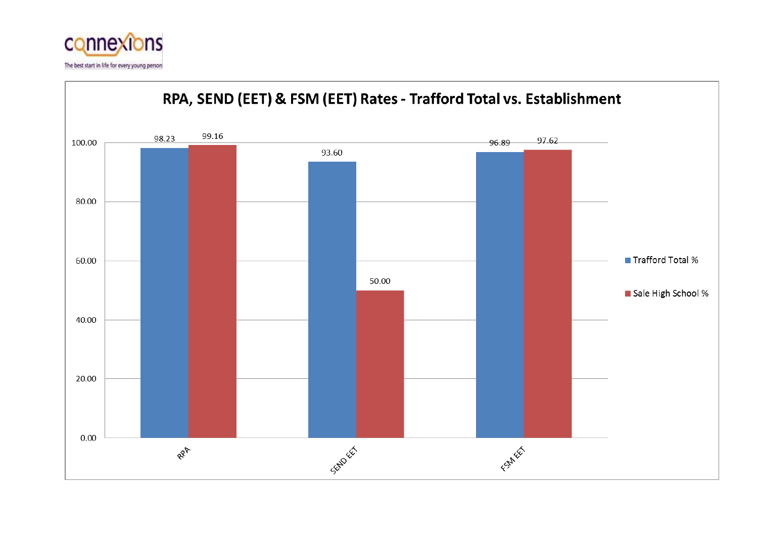connexions
The best start in life for every young person

## RPA, SEND (EET) & FSM (EET) Rates - Trafford Total vs. Establishment

| | Trafford Total % | Sale High School % |
|---|---|---|
| RPA | 98.23 | 99.16 |
| SEND EET | 93.60 | 50.00 |
| FSM EET | 96.89 | 97.62 |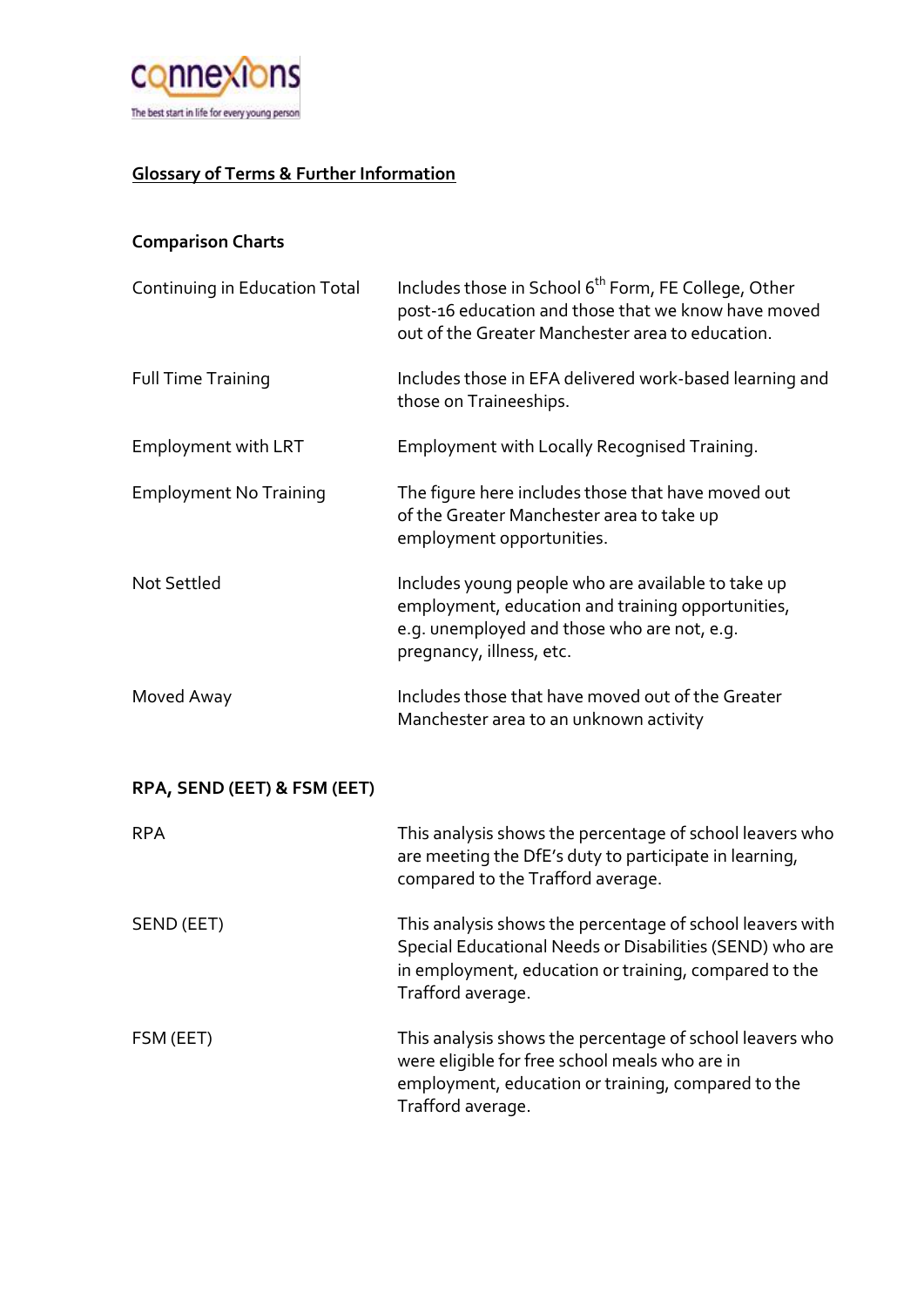connexions
The best start in life for every young person

## Glossary of Terms & Further Information

### Comparison Charts

| | |
|---|---|
| Continuing in Education Total | Includes those in School 6th Form, FE College, Other post-16 education and those that we know have moved out of the Greater Manchester area to education. |
| Full Time Training | Includes those in EFA delivered work-based learning and those on Traineeships. |
| Employment with LRT | Employment with Locally Recognised Training. |
| Employment No Training | The figure here includes those that have moved out of the Greater Manchester area to take up employment opportunities. |
| Not Settled | Includes young people who are available to take up employment, education and training opportunities, e.g. unemployed and those who are not, e.g. pregnancy, illness, etc. |
| Moved Away | Includes those that have moved out of the Greater Manchester area to an unknown activity |

### RPA, SEND (EET) & FSM (EET)

| | |
|---|---|
| RPA | This analysis shows the percentage of school leavers who are meeting the DfE's duty to participate in learning, compared to the Trafford average. |
| SEND (EET) | This analysis shows the percentage of school leavers with Special Educational Needs or Disabilities (SEND) who are in employment, education or training, compared to the Trafford average. |
| FSM (EET) | This analysis shows the percentage of school leavers who were eligible for free school meals who are in employment, education or training, compared to the Trafford average. |